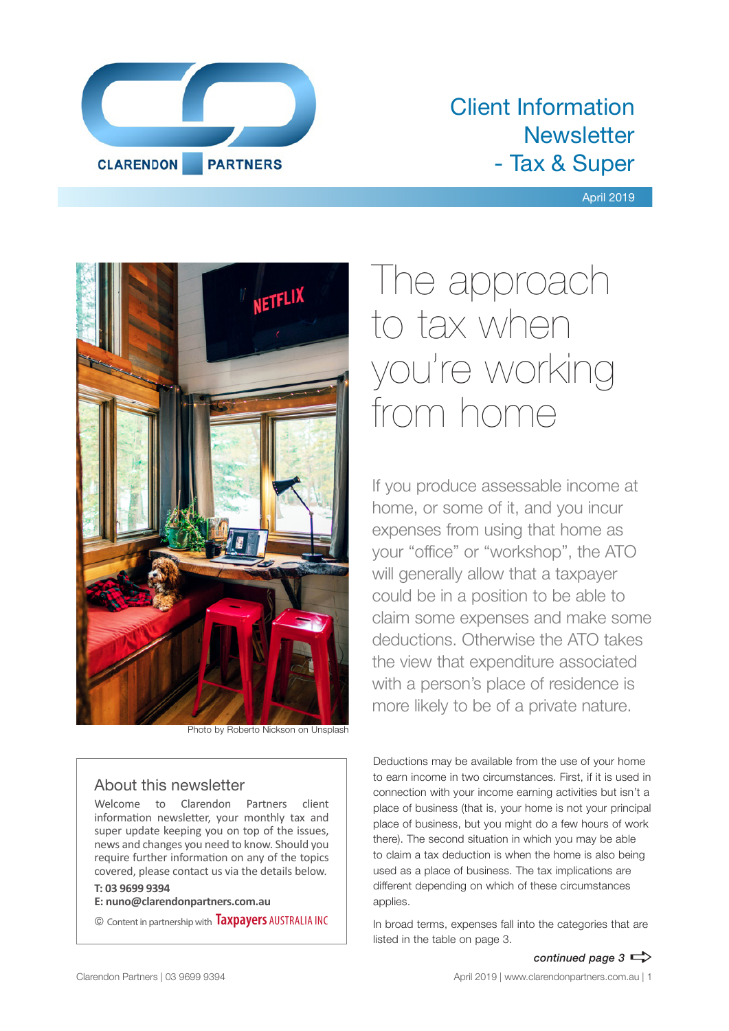# Client Information Newsletter - Tax & Super

April 2019

Photo by Roberto Nickson on Unsplash

## The approach to tax when you're working from home

If you produce assessable income at home, or some of it, and you incur expenses from using that home as your "office" or "workshop", the ATO will generally allow that a taxpayer could be in a position to be able to claim some expenses and make some deductions. Otherwise the ATO takes the view that expenditure associated with a person's place of residence is more likely to be of a private nature.

Deductions may be available from the use of your home to earn income in two circumstances. First, if it is used in connection with your income earning activities but isn't a place of business (that is, your home is not your principal place of business, but you might do a few hours of work there). The second situation in which you may be able to claim a tax deduction is when the home is also being used as a place of business. The tax implications are different depending on which of these circumstances applies.

In broad terms, expenses fall into the categories that are listed in the table on page 3.

***continued page 3***

### About this newsletter

Welcome to Clarendon Partners client information newsletter, your monthly tax and super update keeping you on top of the issues, news and changes you need to know. Should you require further information on any of the topics covered, please contact us via the details below.

**T: 03 9699 9394**
**E: nuno@clarendonpartners.com.au**

© Content in partnership with Taxpayers AUSTRALIA INC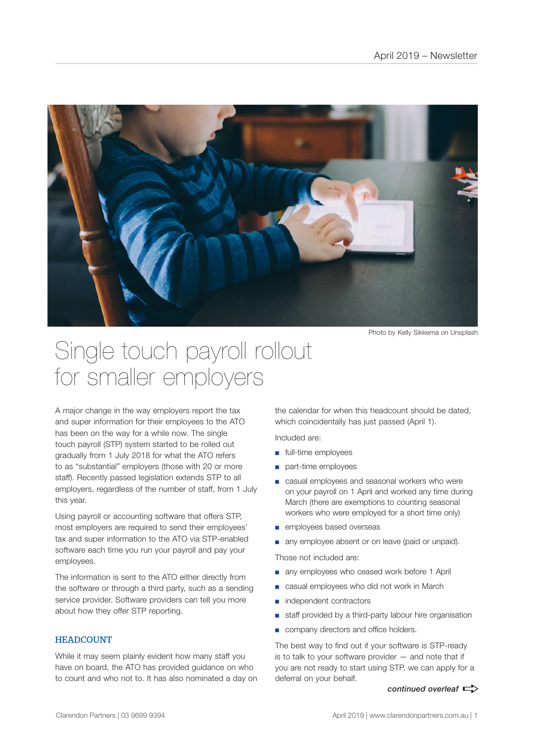Photo by Kelly Sikkema on Unsplash

# Single touch payroll rollout for smaller employers

A major change in the way employers report the tax and super information for their employees to the ATO has been on the way for a while now. The single touch payroll (STP) system started to be rolled out gradually from 1 July 2018 for what the ATO refers to as "substantial" employers (those with 20 or more staff). Recently passed legislation extends STP to all employers, regardless of the number of staff, from 1 July this year.

Using payroll or accounting software that offers STP, most employers are required to send their employees' tax and super information to the ATO via STP-enabled software each time you run your payroll and pay your employees.

The information is sent to the ATO either directly from the software or through a third party, such as a sending service provider. Software providers can tell you more about how they offer STP reporting.

## HEADCOUNT

While it may seem plainly evident how many staff you have on board, the ATO has provided guidance on who to count and who not to. It has also nominated a day on the calendar for when this headcount should be dated, which coincidentally has just passed (April 1).

Included are:

- full-time employees
- part-time employees
- casual employees and seasonal workers who were on your payroll on 1 April and worked any time during March (there are exemptions to counting seasonal workers who were employed for a short time only)
- employees based overseas
- any employee absent or on leave (paid or unpaid).

Those not included are:

- any employees who ceased work before 1 April
- casual employees who did not work in March
- independent contractors
- staff provided by a third-party labour hire organisation
- company directors and office holders.

The best way to find out if your software is STP-ready is to talk to your software provider — and note that if you are not ready to start using STP, we can apply for a deferral on your behalf.

***continued overleaf***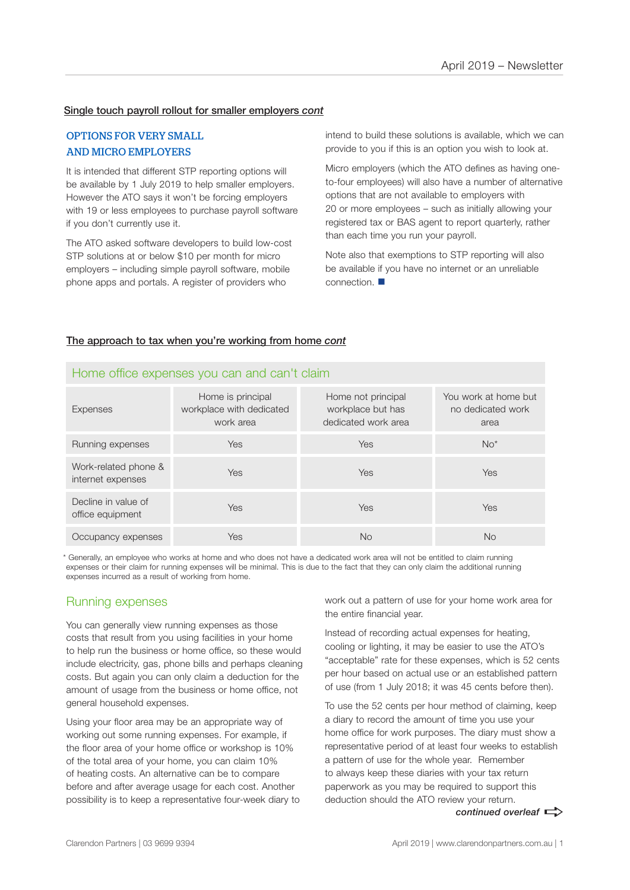## Single touch payroll rollout for smaller employers *cont*

### OPTIONS FOR VERY SMALL AND MICRO EMPLOYERS

It is intended that different STP reporting options will be available by 1 July 2019 to help smaller employers. However the ATO says it won't be forcing employers with 19 or less employees to purchase payroll software if you don't currently use it.

The ATO asked software developers to build low-cost STP solutions at or below $10 per month for micro employers – including simple payroll software, mobile phone apps and portals. A register of providers who intend to build these solutions is available, which we can provide to you if this is an option you wish to look at.

Micro employers (which the ATO defines as having one-to-four employees) will also have a number of alternative options that are not available to employers with 20 or more employees – such as initially allowing your registered tax or BAS agent to report quarterly, rather than each time you run your payroll.

Note also that exemptions to STP reporting will also be available if you have no internet or an unreliable connection. ■

## The approach to tax when you're working from home *cont*

### Home office expenses you can and can't claim

| Expenses | Home is principal workplace with dedicated work area | Home not principal workplace but has dedicated work area | You work at home but no dedicated work area |
|---|---|---|---|
| Running expenses | Yes | Yes | No* |
| Work-related phone & internet expenses | Yes | Yes | Yes |
| Decline in value of office equipment | Yes | Yes | Yes |
| Occupancy expenses | Yes | No | No |

\* Generally, an employee who works at home and who does not have a dedicated work area will not be entitled to claim running expenses or their claim for running expenses will be minimal. This is due to the fact that they can only claim the additional running expenses incurred as a result of working from home.

### Running expenses

You can generally view running expenses as those costs that result from you using facilities in your home to help run the business or home office, so these would include electricity, gas, phone bills and perhaps cleaning costs. But again you can only claim a deduction for the amount of usage from the business or home office, not general household expenses.

Using your floor area may be an appropriate way of working out some running expenses. For example, if the floor area of your home office or workshop is 10% of the total area of your home, you can claim 10% of heating costs. An alternative can be to compare before and after average usage for each cost. Another possibility is to keep a representative four-week diary to work out a pattern of use for your home work area for the entire financial year.

Instead of recording actual expenses for heating, cooling or lighting, it may be easier to use the ATO's "acceptable" rate for these expenses, which is 52 cents per hour based on actual use or an established pattern of use (from 1 July 2018; it was 45 cents before then).

To use the 52 cents per hour method of claiming, keep a diary to record the amount of time you use your home office for work purposes. The diary must show a representative period of at least four weeks to establish a pattern of use for the whole year. Remember to always keep these diaries with your tax return paperwork as you may be required to support this deduction should the ATO review your return.

***continued overleaf***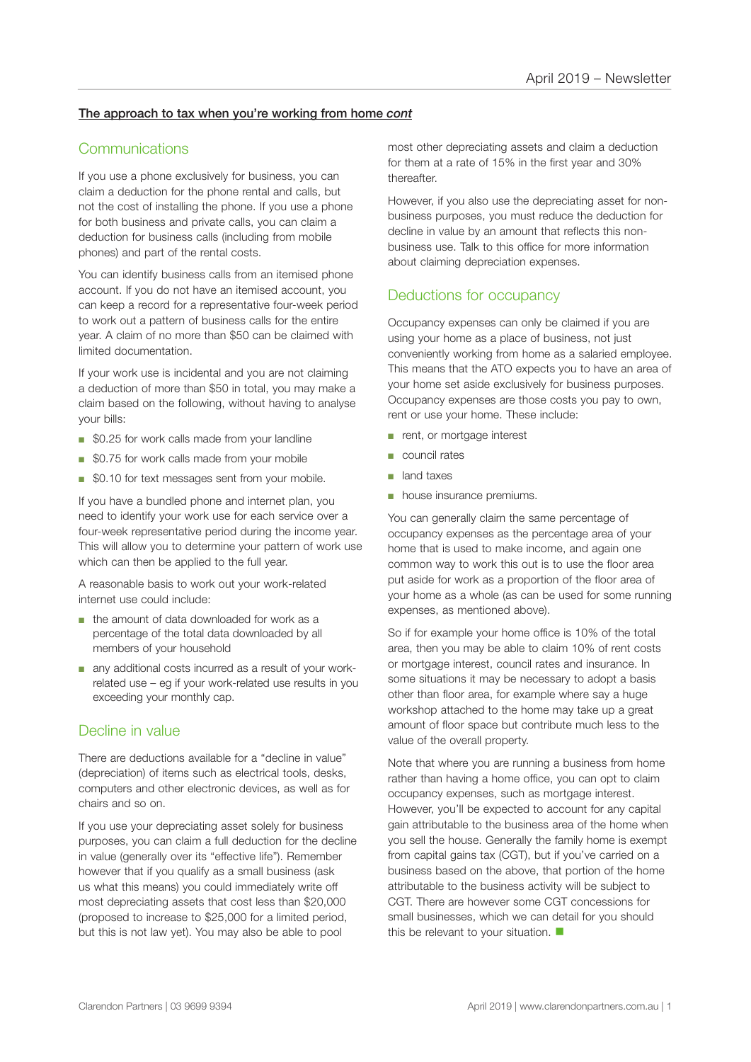**The approach to tax when you're working from home *cont***

## Communications

If you use a phone exclusively for business, you can claim a deduction for the phone rental and calls, but not the cost of installing the phone. If you use a phone for both business and private calls, you can claim a deduction for business calls (including from mobile phones) and part of the rental costs.

You can identify business calls from an itemised phone account. If you do not have an itemised account, you can keep a record for a representative four-week period to work out a pattern of business calls for the entire year. A claim of no more than $50 can be claimed with limited documentation.

If your work use is incidental and you are not claiming a deduction of more than $50 in total, you may make a claim based on the following, without having to analyse your bills:

- $0.25 for work calls made from your landline
- $0.75 for work calls made from your mobile
- $0.10 for text messages sent from your mobile.

If you have a bundled phone and internet plan, you need to identify your work use for each service over a four-week representative period during the income year. This will allow you to determine your pattern of work use which can then be applied to the full year.

A reasonable basis to work out your work-related internet use could include:

- the amount of data downloaded for work as a percentage of the total data downloaded by all members of your household
- any additional costs incurred as a result of your work-related use – eg if your work-related use results in you exceeding your monthly cap.

## Decline in value

There are deductions available for a "decline in value" (depreciation) of items such as electrical tools, desks, computers and other electronic devices, as well as for chairs and so on.

If you use your depreciating asset solely for business purposes, you can claim a full deduction for the decline in value (generally over its "effective life"). Remember however that if you qualify as a small business (ask us what this means) you could immediately write off most depreciating assets that cost less than $20,000 (proposed to increase to $25,000 for a limited period, but this is not law yet). You may also be able to pool most other depreciating assets and claim a deduction for them at a rate of 15% in the first year and 30% thereafter.

However, if you also use the depreciating asset for non-business purposes, you must reduce the deduction for decline in value by an amount that reflects this non-business use. Talk to this office for more information about claiming depreciation expenses.

## Deductions for occupancy

Occupancy expenses can only be claimed if you are using your home as a place of business, not just conveniently working from home as a salaried employee. This means that the ATO expects you to have an area of your home set aside exclusively for business purposes. Occupancy expenses are those costs you pay to own, rent or use your home. These include:

- rent, or mortgage interest
- council rates
- land taxes
- house insurance premiums.

You can generally claim the same percentage of occupancy expenses as the percentage area of your home that is used to make income, and again one common way to work this out is to use the floor area put aside for work as a proportion of the floor area of your home as a whole (as can be used for some running expenses, as mentioned above).

So if for example your home office is 10% of the total area, then you may be able to claim 10% of rent costs or mortgage interest, council rates and insurance. In some situations it may be necessary to adopt a basis other than floor area, for example where say a huge workshop attached to the home may take up a great amount of floor space but contribute much less to the value of the overall property.

Note that where you are running a business from home rather than having a home office, you can opt to claim occupancy expenses, such as mortgage interest. However, you'll be expected to account for any capital gain attributable to the business area of the home when you sell the house. Generally the family home is exempt from capital gains tax (CGT), but if you've carried on a business based on the above, that portion of the home attributable to the business activity will be subject to CGT. There are however some CGT concessions for small businesses, which we can detail for you should this be relevant to your situation.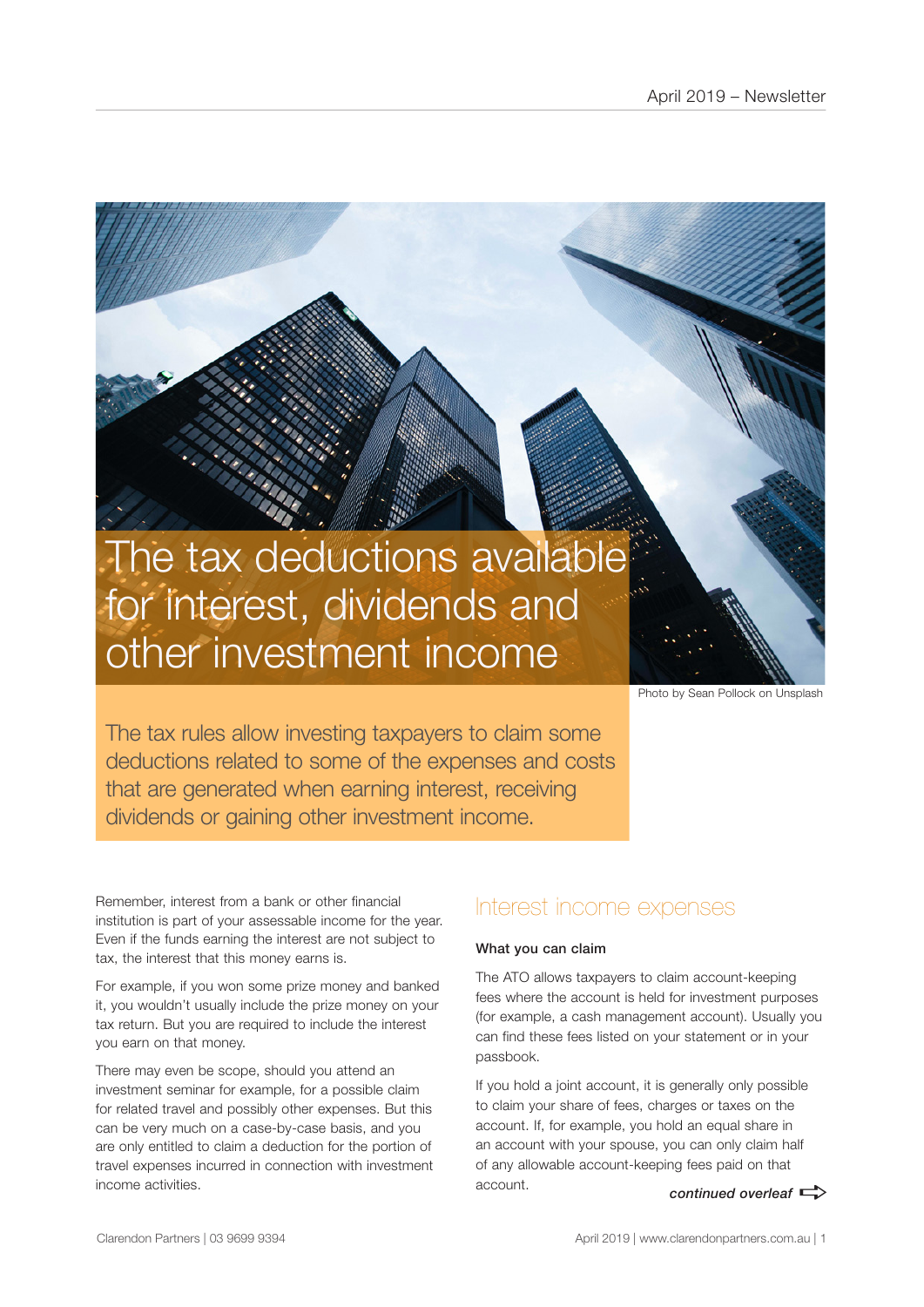# The tax deductions available for interest, dividends and other investment income

Photo by Sean Pollock on Unsplash

The tax rules allow investing taxpayers to claim some deductions related to some of the expenses and costs that are generated when earning interest, receiving dividends or gaining other investment income.

Remember, interest from a bank or other financial institution is part of your assessable income for the year. Even if the funds earning the interest are not subject to tax, the interest that this money earns is.

For example, if you won some prize money and banked it, you wouldn't usually include the prize money on your tax return. But you are required to include the interest you earn on that money.

There may even be scope, should you attend an investment seminar for example, for a possible claim for related travel and possibly other expenses. But this can be very much on a case-by-case basis, and you are only entitled to claim a deduction for the portion of travel expenses incurred in connection with investment income activities.

## Interest income expenses

### What you can claim

The ATO allows taxpayers to claim account-keeping fees where the account is held for investment purposes (for example, a cash management account). Usually you can find these fees listed on your statement or in your passbook.

If you hold a joint account, it is generally only possible to claim your share of fees, charges or taxes on the account. If, for example, you hold an equal share in an account with your spouse, you can only claim half of any allowable account-keeping fees paid on that account.

*continued overleaf*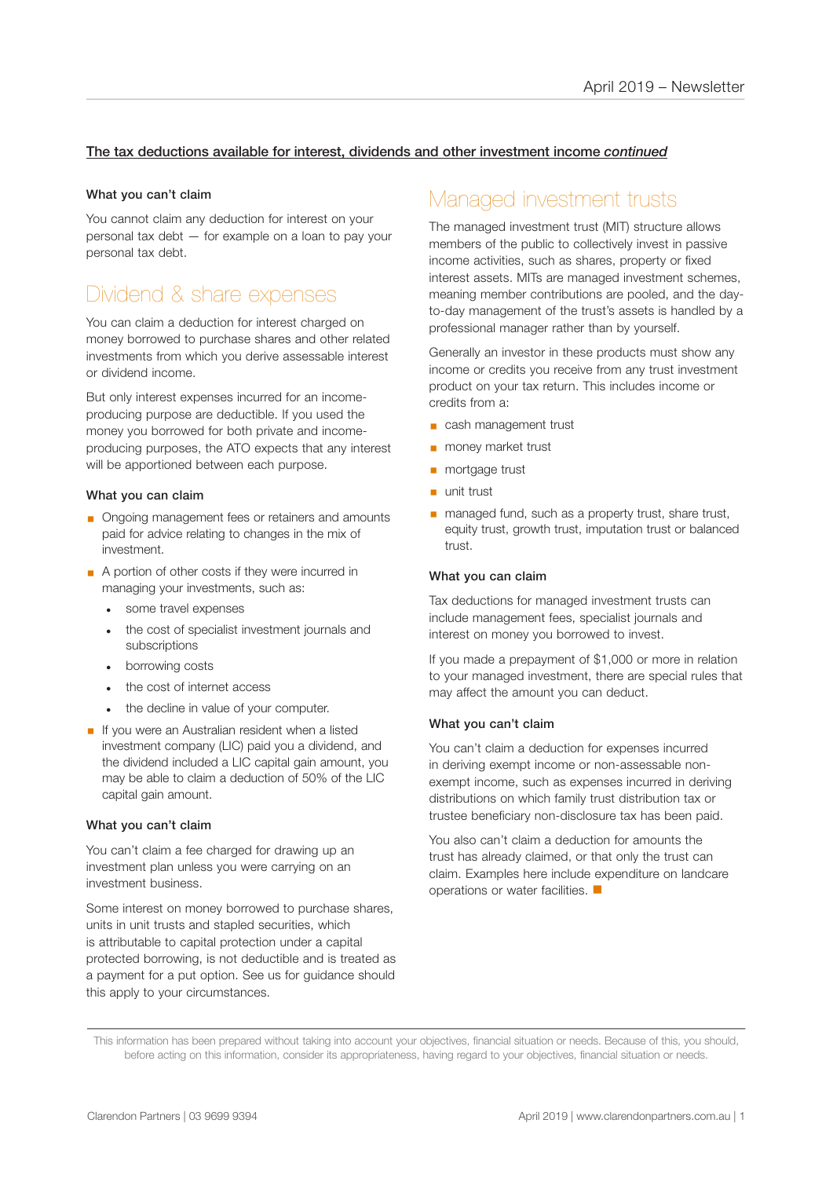**The tax deductions available for interest, dividends and other investment income *continued***

#### What you can't claim

You cannot claim any deduction for interest on your personal tax debt — for example on a loan to pay your personal tax debt.

## Dividend & share expenses

You can claim a deduction for interest charged on money borrowed to purchase shares and other related investments from which you derive assessable interest or dividend income.

But only interest expenses incurred for an income-producing purpose are deductible. If you used the money you borrowed for both private and income-producing purposes, the ATO expects that any interest will be apportioned between each purpose.

#### What you can claim

- Ongoing management fees or retainers and amounts paid for advice relating to changes in the mix of investment.
- A portion of other costs if they were incurred in managing your investments, such as:
  - some travel expenses
  - the cost of specialist investment journals and subscriptions
  - borrowing costs
  - the cost of internet access
  - the decline in value of your computer.
- If you were an Australian resident when a listed investment company (LIC) paid you a dividend, and the dividend included a LIC capital gain amount, you may be able to claim a deduction of 50% of the LIC capital gain amount.

#### What you can't claim

You can't claim a fee charged for drawing up an investment plan unless you were carrying on an investment business.

Some interest on money borrowed to purchase shares, units in unit trusts and stapled securities, which is attributable to capital protection under a capital protected borrowing, is not deductible and is treated as a payment for a put option. See us for guidance should this apply to your circumstances.

## Managed investment trusts

The managed investment trust (MIT) structure allows members of the public to collectively invest in passive income activities, such as shares, property or fixed interest assets. MITs are managed investment schemes, meaning member contributions are pooled, and the day-to-day management of the trust's assets is handled by a professional manager rather than by yourself.

Generally an investor in these products must show any income or credits you receive from any trust investment product on your tax return. This includes income or credits from a:

- cash management trust
- money market trust
- mortgage trust
- unit trust
- managed fund, such as a property trust, share trust, equity trust, growth trust, imputation trust or balanced trust.

#### What you can claim

Tax deductions for managed investment trusts can include management fees, specialist journals and interest on money you borrowed to invest.

If you made a prepayment of $1,000 or more in relation to your managed investment, there are special rules that may affect the amount you can deduct.

#### What you can't claim

You can't claim a deduction for expenses incurred in deriving exempt income or non-assessable non-exempt income, such as expenses incurred in deriving distributions on which family trust distribution tax or trustee beneficiary non-disclosure tax has been paid.

You also can't claim a deduction for amounts the trust has already claimed, or that only the trust can claim. Examples here include expenditure on landcare operations or water facilities. ■

This information has been prepared without taking into account your objectives, financial situation or needs. Because of this, you should, before acting on this information, consider its appropriateness, having regard to your objectives, financial situation or needs.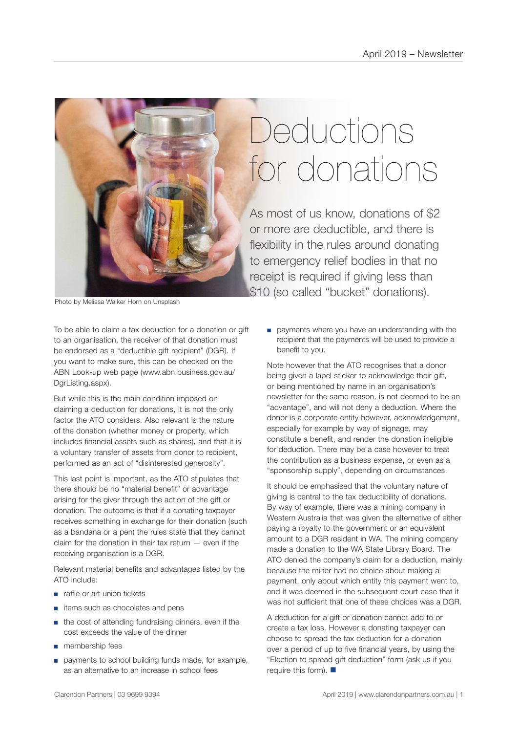# Deductions for donations

As most of us know, donations of $2 or more are deductible, and there is flexibility in the rules around donating to emergency relief bodies in that no receipt is required if giving less than $10 (so called "bucket" donations).

Photo by Melissa Walker Horn on Unsplash

To be able to claim a tax deduction for a donation or gift to an organisation, the receiver of that donation must be endorsed as a "deductible gift recipient" (DGR). If you want to make sure, this can be checked on the ABN Look-up web page (www.abn.business.gov.au/DgrListing.aspx).

But while this is the main condition imposed on claiming a deduction for donations, it is not the only factor the ATO considers. Also relevant is the nature of the donation (whether money or property, which includes financial assets such as shares), and that it is a voluntary transfer of assets from donor to recipient, performed as an act of "disinterested generosity".

This last point is important, as the ATO stipulates that there should be no "material benefit" or advantage arising for the giver through the action of the gift or donation. The outcome is that if a donating taxpayer receives something in exchange for their donation (such as a bandana or a pen) the rules state that they cannot claim for the donation in their tax return — even if the receiving organisation is a DGR.

Relevant material benefits and advantages listed by the ATO include:

- raffle or art union tickets
- items such as chocolates and pens
- the cost of attending fundraising dinners, even if the cost exceeds the value of the dinner
- membership fees
- payments to school building funds made, for example, as an alternative to an increase in school fees
- payments where you have an understanding with the recipient that the payments will be used to provide a benefit to you.

Note however that the ATO recognises that a donor being given a lapel sticker to acknowledge their gift, or being mentioned by name in an organisation's newsletter for the same reason, is not deemed to be an "advantage", and will not deny a deduction. Where the donor is a corporate entity however, acknowledgement, especially for example by way of signage, may constitute a benefit, and render the donation ineligible for deduction. There may be a case however to treat the contribution as a business expense, or even as a "sponsorship supply", depending on circumstances.

It should be emphasised that the voluntary nature of giving is central to the tax deductibility of donations. By way of example, there was a mining company in Western Australia that was given the alternative of either paying a royalty to the government or an equivalent amount to a DGR resident in WA. The mining company made a donation to the WA State Library Board. The ATO denied the company's claim for a deduction, mainly because the miner had no choice about making a payment, only about which entity this payment went to, and it was deemed in the subsequent court case that it was not sufficient that one of these choices was a DGR.

A deduction for a gift or donation cannot add to or create a tax loss. However a donating taxpayer can choose to spread the tax deduction for a donation over a period of up to five financial years, by using the "Election to spread gift deduction" form (ask us if you require this form). ■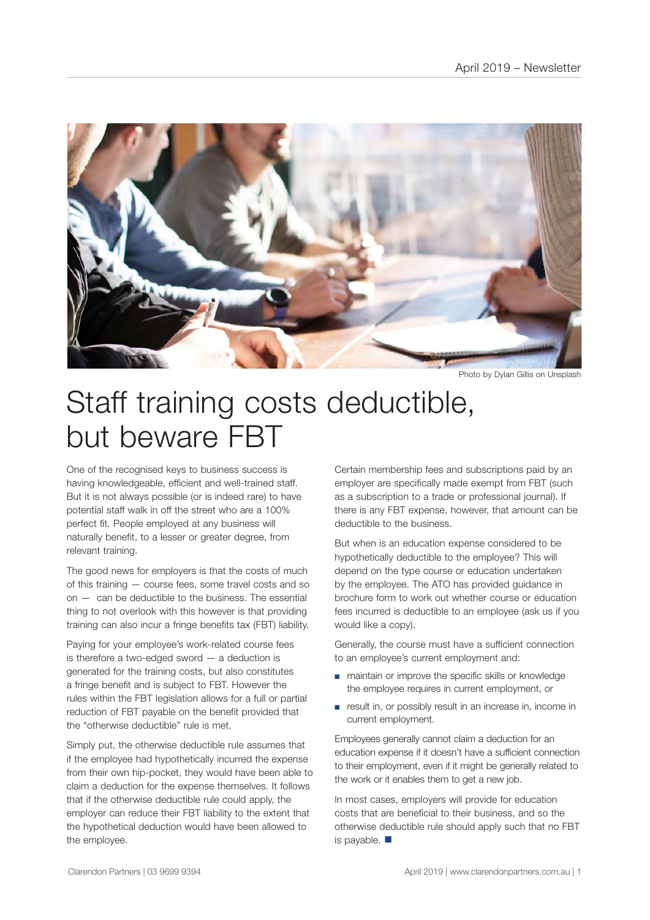Photo by Dylan Gillis on Unsplash

# Staff training costs deductible, but beware FBT

One of the recognised keys to business success is having knowledgeable, efficient and well-trained staff. But it is not always possible (or is indeed rare) to have potential staff walk in off the street who are a 100% perfect fit. People employed at any business will naturally benefit, to a lesser or greater degree, from relevant training.

The good news for employers is that the costs of much of this training — course fees, some travel costs and so on — can be deductible to the business. The essential thing to not overlook with this however is that providing training can also incur a fringe benefits tax (FBT) liability.

Paying for your employee's work-related course fees is therefore a two-edged sword — a deduction is generated for the training costs, but also constitutes a fringe benefit and is subject to FBT. However the rules within the FBT legislation allows for a full or partial reduction of FBT payable on the benefit provided that the "otherwise deductible" rule is met.

Simply put, the otherwise deductible rule assumes that if the employee had hypothetically incurred the expense from their own hip-pocket, they would have been able to claim a deduction for the expense themselves. It follows that if the otherwise deductible rule could apply, the employer can reduce their FBT liability to the extent that the hypothetical deduction would have been allowed to the employee.

Certain membership fees and subscriptions paid by an employer are specifically made exempt from FBT (such as a subscription to a trade or professional journal). If there is any FBT expense, however, that amount can be deductible to the business.

But when is an education expense considered to be hypothetically deductible to the employee? This will depend on the type course or education undertaken by the employee. The ATO has provided guidance in brochure form to work out whether course or education fees incurred is deductible to an employee (ask us if you would like a copy).

Generally, the course must have a sufficient connection to an employee's current employment and:

- maintain or improve the specific skills or knowledge the employee requires in current employment, or
- result in, or possibly result in an increase in, income in current employment.

Employees generally cannot claim a deduction for an education expense if it doesn't have a sufficient connection to their employment, even if it might be generally related to the work or it enables them to get a new job.

In most cases, employers will provide for education costs that are beneficial to their business, and so the otherwise deductible rule should apply such that no FBT is payable. ■